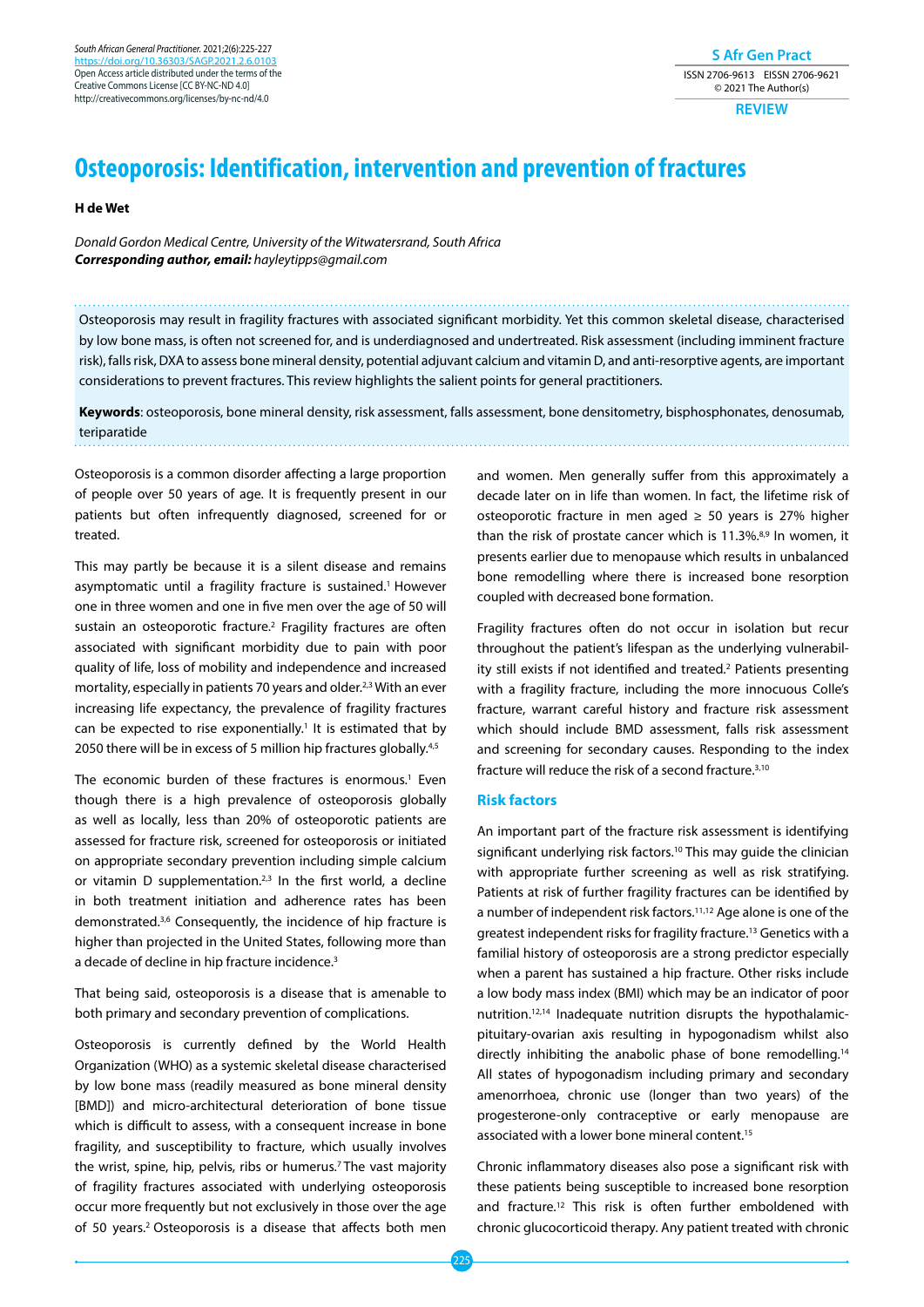# Osteoporosis: Identification, intervention and prevention of fractures

**H de Wet**

*Donald Gordon Medical Centre, University of the Witwatersrand, South Africa*
***Corresponding author, email:** hayleytipps@gmail.com*

Osteoporosis may result in fragility fractures with associated significant morbidity. Yet this common skeletal disease, characterised by low bone mass, is often not screened for, and is underdiagnosed and undertreated. Risk assessment (including imminent fracture risk), falls risk, DXA to assess bone mineral density, potential adjuvant calcium and vitamin D, and anti-resorptive agents, are important considerations to prevent fractures. This review highlights the salient points for general practitioners.

**Keywords**: osteoporosis, bone mineral density, risk assessment, falls assessment, bone densitometry, bisphosphonates, denosumab, teriparatide

Osteoporosis is a common disorder affecting a large proportion of people over 50 years of age. It is frequently present in our patients but often infrequently diagnosed, screened for or treated.

This may partly be because it is a silent disease and remains asymptomatic until a fragility fracture is sustained.[1] However one in three women and one in five men over the age of 50 will sustain an osteoporotic fracture.[2] Fragility fractures are often associated with significant morbidity due to pain with poor quality of life, loss of mobility and independence and increased mortality, especially in patients 70 years and older.[2,3] With an ever increasing life expectancy, the prevalence of fragility fractures can be expected to rise exponentially.[1] It is estimated that by 2050 there will be in excess of 5 million hip fractures globally.[4,5]

The economic burden of these fractures is enormous.[1] Even though there is a high prevalence of osteoporosis globally as well as locally, less than 20% of osteoporotic patients are assessed for fracture risk, screened for osteoporosis or initiated on appropriate secondary prevention including simple calcium or vitamin D supplementation.[2,3] In the first world, a decline in both treatment initiation and adherence rates has been demonstrated.[3,6] Consequently, the incidence of hip fracture is higher than projected in the United States, following more than a decade of decline in hip fracture incidence.[3]

That being said, osteoporosis is a disease that is amenable to both primary and secondary prevention of complications.

Osteoporosis is currently defined by the World Health Organization (WHO) as a systemic skeletal disease characterised by low bone mass (readily measured as bone mineral density [BMD]) and micro-architectural deterioration of bone tissue which is difficult to assess, with a consequent increase in bone fragility, and susceptibility to fracture, which usually involves the wrist, spine, hip, pelvis, ribs or humerus.[7] The vast majority of fragility fractures associated with underlying osteoporosis occur more frequently but not exclusively in those over the age of 50 years.[2] Osteoporosis is a disease that affects both men and women. Men generally suffer from this approximately a decade later on in life than women. In fact, the lifetime risk of osteoporotic fracture in men aged ≥ 50 years is 27% higher than the risk of prostate cancer which is 11.3%.[8,9] In women, it presents earlier due to menopause which results in unbalanced bone remodelling where there is increased bone resorption coupled with decreased bone formation.

Fragility fractures often do not occur in isolation but recur throughout the patient's lifespan as the underlying vulnerability still exists if not identified and treated.[2] Patients presenting with a fragility fracture, including the more innocuous Colle's fracture, warrant careful history and fracture risk assessment which should include BMD assessment, falls risk assessment and screening for secondary causes. Responding to the index fracture will reduce the risk of a second fracture.[3,10]

## Risk factors

An important part of the fracture risk assessment is identifying significant underlying risk factors.[10] This may guide the clinician with appropriate further screening as well as risk stratifying. Patients at risk of further fragility fractures can be identified by a number of independent risk factors.[11,12] Age alone is one of the greatest independent risks for fragility fracture.[13] Genetics with a familial history of osteoporosis are a strong predictor especially when a parent has sustained a hip fracture. Other risks include a low body mass index (BMI) which may be an indicator of poor nutrition.[12,14] Inadequate nutrition disrupts the hypothalamic-pituitary-ovarian axis resulting in hypogonadism whilst also directly inhibiting the anabolic phase of bone remodelling.[14] All states of hypogonadism including primary and secondary amenorrhoea, chronic use (longer than two years) of the progesterone-only contraceptive or early menopause are associated with a lower bone mineral content.[15]

Chronic inflammatory diseases also pose a significant risk with these patients being susceptible to increased bone resorption and fracture.[12] This risk is often further emboldened with chronic glucocorticoid therapy. Any patient treated with chronic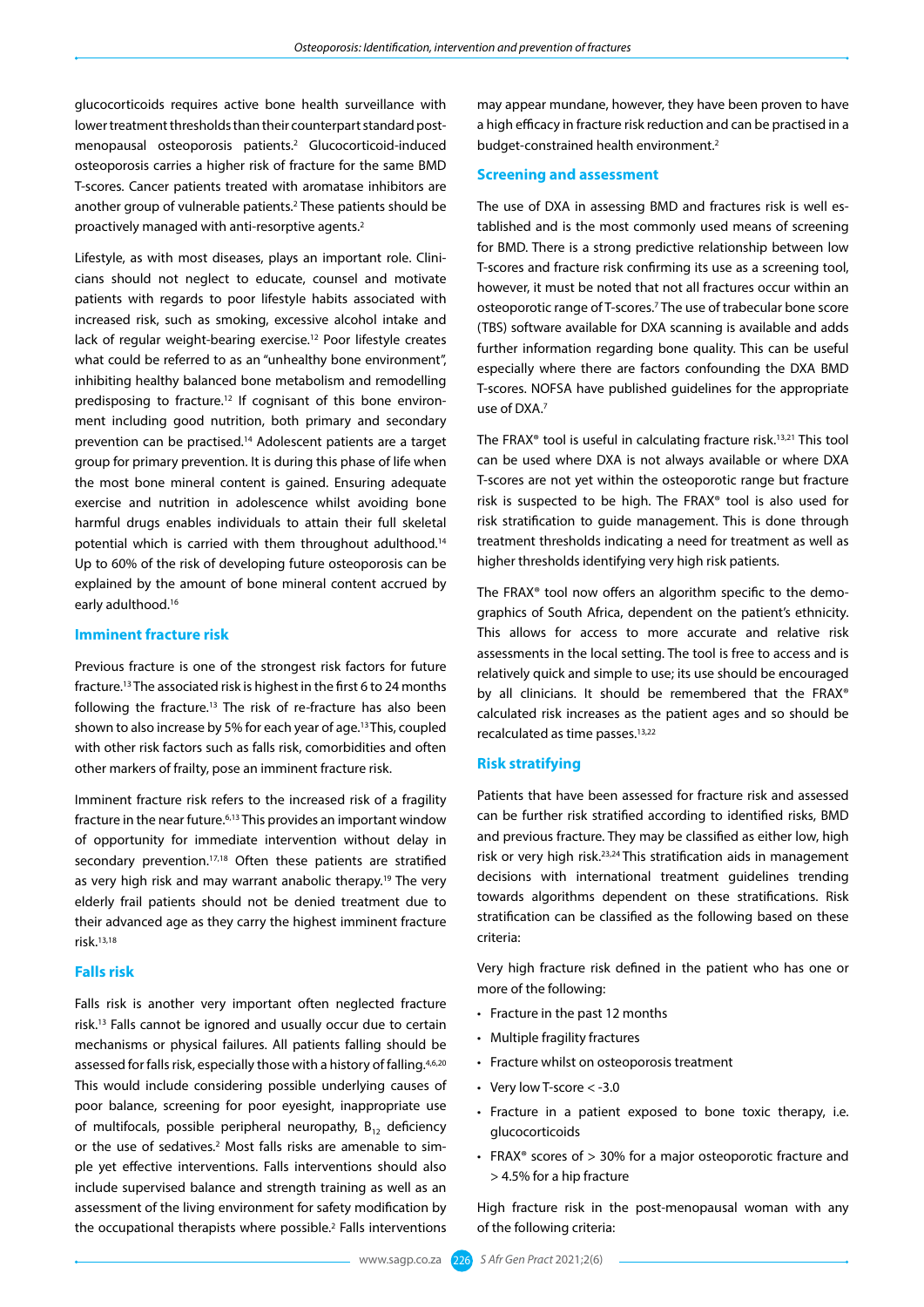glucocorticoids requires active bone health surveillance with lower treatment thresholds than their counterpart standard post-menopausal osteoporosis patients.[2] Glucocorticoid-induced osteoporosis carries a higher risk of fracture for the same BMD T-scores. Cancer patients treated with aromatase inhibitors are another group of vulnerable patients.[2] These patients should be proactively managed with anti-resorptive agents.[2]

Lifestyle, as with most diseases, plays an important role. Clinicians should not neglect to educate, counsel and motivate patients with regards to poor lifestyle habits associated with increased risk, such as smoking, excessive alcohol intake and lack of regular weight-bearing exercise.[12] Poor lifestyle creates what could be referred to as an "unhealthy bone environment", inhibiting healthy balanced bone metabolism and remodelling predisposing to fracture.[12] If cognisant of this bone environment including good nutrition, both primary and secondary prevention can be practised.[14] Adolescent patients are a target group for primary prevention. It is during this phase of life when the most bone mineral content is gained. Ensuring adequate exercise and nutrition in adolescence whilst avoiding bone harmful drugs enables individuals to attain their full skeletal potential which is carried with them throughout adulthood.[14] Up to 60% of the risk of developing future osteoporosis can be explained by the amount of bone mineral content accrued by early adulthood.[16]

## Imminent fracture risk

Previous fracture is one of the strongest risk factors for future fracture.[13] The associated risk is highest in the first 6 to 24 months following the fracture.[13] The risk of re-fracture has also been shown to also increase by 5% for each year of age.[13] This, coupled with other risk factors such as falls risk, comorbidities and often other markers of frailty, pose an imminent fracture risk.

Imminent fracture risk refers to the increased risk of a fragility fracture in the near future.[6,13] This provides an important window of opportunity for immediate intervention without delay in secondary prevention.[17,18] Often these patients are stratified as very high risk and may warrant anabolic therapy.[19] The very elderly frail patients should not be denied treatment due to their advanced age as they carry the highest imminent fracture risk.[13,18]

## Falls risk

Falls risk is another very important often neglected fracture risk.[13] Falls cannot be ignored and usually occur due to certain mechanisms or physical failures. All patients falling should be assessed for falls risk, especially those with a history of falling.[4,6,20] This would include considering possible underlying causes of poor balance, screening for poor eyesight, inappropriate use of multifocals, possible peripheral neuropathy, $B_{12}$ deficiency or the use of sedatives.[2] Most falls risks are amenable to simple yet effective interventions. Falls interventions should also include supervised balance and strength training as well as an assessment of the living environment for safety modification by the occupational therapists where possible.[2] Falls interventions may appear mundane, however, they have been proven to have a high efficacy in fracture risk reduction and can be practised in a budget-constrained health environment.[2]

## Screening and assessment

The use of DXA in assessing BMD and fractures risk is well established and is the most commonly used means of screening for BMD. There is a strong predictive relationship between low T-scores and fracture risk confirming its use as a screening tool, however, it must be noted that not all fractures occur within an osteoporotic range of T-scores.[7] The use of trabecular bone score (TBS) software available for DXA scanning is available and adds further information regarding bone quality. This can be useful especially where there are factors confounding the DXA BMD T-scores. NOFSA have published guidelines for the appropriate use of DXA.[7]

The FRAX® tool is useful in calculating fracture risk.[13,21] This tool can be used where DXA is not always available or where DXA T-scores are not yet within the osteoporotic range but fracture risk is suspected to be high. The FRAX® tool is also used for risk stratification to guide management. This is done through treatment thresholds indicating a need for treatment as well as higher thresholds identifying very high risk patients.

The FRAX® tool now offers an algorithm specific to the demographics of South Africa, dependent on the patient's ethnicity. This allows for access to more accurate and relative risk assessments in the local setting. The tool is free to access and is relatively quick and simple to use; its use should be encouraged by all clinicians. It should be remembered that the FRAX® calculated risk increases as the patient ages and so should be recalculated as time passes.[13,22]

## Risk stratifying

Patients that have been assessed for fracture risk and assessed can be further risk stratified according to identified risks, BMD and previous fracture. They may be classified as either low, high risk or very high risk.[23,24] This stratification aids in management decisions with international treatment guidelines trending towards algorithms dependent on these stratifications. Risk stratification can be classified as the following based on these criteria:

Very high fracture risk defined in the patient who has one or more of the following:

- Fracture in the past 12 months
- Multiple fragility fractures
- Fracture whilst on osteoporosis treatment
- Very low T-score < -3.0
- Fracture in a patient exposed to bone toxic therapy, i.e. glucocorticoids
- FRAX® scores of > 30% for a major osteoporotic fracture and > 4.5% for a hip fracture

High fracture risk in the post-menopausal woman with any of the following criteria: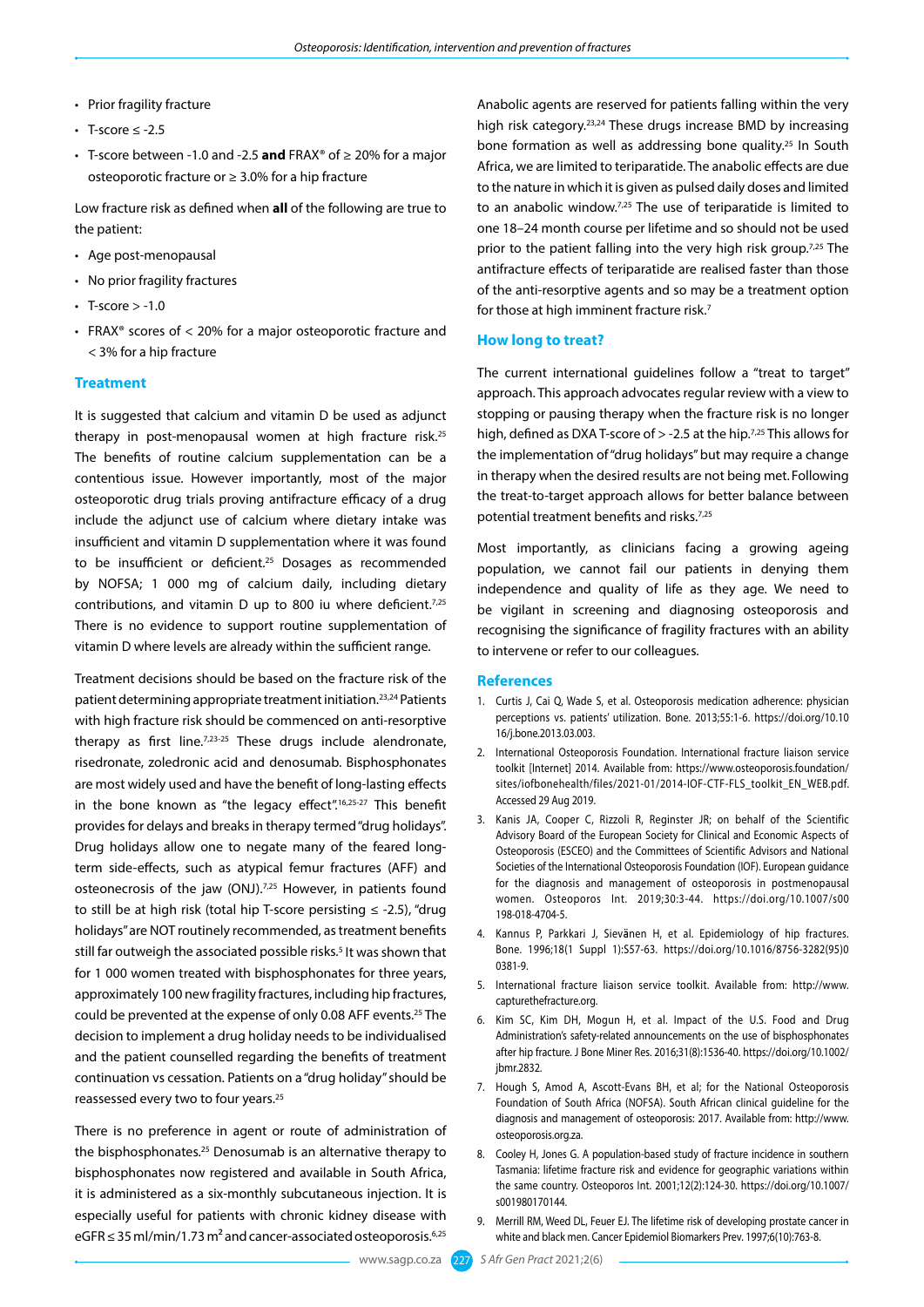- Prior fragility fracture
- T-score ≤ -2.5
- T-score between -1.0 and -2.5 **and** FRAX® of ≥ 20% for a major osteoporotic fracture or ≥ 3.0% for a hip fracture

Low fracture risk as defined when **all** of the following are true to the patient:

- Age post-menopausal
- No prior fragility fractures
- T-score > -1.0
- FRAX® scores of < 20% for a major osteoporotic fracture and < 3% for a hip fracture

## Treatment

It is suggested that calcium and vitamin D be used as adjunct therapy in post-menopausal women at high fracture risk.[25] The benefits of routine calcium supplementation can be a contentious issue. However importantly, most of the major osteoporotic drug trials proving antifracture efficacy of a drug include the adjunct use of calcium where dietary intake was insufficient and vitamin D supplementation where it was found to be insufficient or deficient.[25] Dosages as recommended by NOFSA; 1 000 mg of calcium daily, including dietary contributions, and vitamin D up to 800 iu where deficient.[7,25] There is no evidence to support routine supplementation of vitamin D where levels are already within the sufficient range.

Treatment decisions should be based on the fracture risk of the patient determining appropriate treatment initiation.[23,24] Patients with high fracture risk should be commenced on anti-resorptive therapy as first line.[7,23-25] These drugs include alendronate, risedronate, zoledronic acid and denosumab. Bisphosphonates are most widely used and have the benefit of long-lasting effects in the bone known as "the legacy effect".[16,25-27] This benefit provides for delays and breaks in therapy termed "drug holidays". Drug holidays allow one to negate many of the feared long-term side-effects, such as atypical femur fractures (AFF) and osteonecrosis of the jaw (ONJ).[7,25] However, in patients found to still be at high risk (total hip T-score persisting ≤ -2.5), "drug holidays" are NOT routinely recommended, as treatment benefits still far outweigh the associated possible risks.[5] It was shown that for 1 000 women treated with bisphosphonates for three years, approximately 100 new fragility fractures, including hip fractures, could be prevented at the expense of only 0.08 AFF events.[25] The decision to implement a drug holiday needs to be individualised and the patient counselled regarding the benefits of treatment continuation vs cessation. Patients on a "drug holiday" should be reassessed every two to four years.[25]

There is no preference in agent or route of administration of the bisphosphonates.[25] Denosumab is an alternative therapy to bisphosphonates now registered and available in South Africa, it is administered as a six-monthly subcutaneous injection. It is especially useful for patients with chronic kidney disease with eGFR ≤ 35 ml/min/1.73 $m^2$ and cancer-associated osteoporosis.[6,25]

Anabolic agents are reserved for patients falling within the very high risk category.[23,24] These drugs increase BMD by increasing bone formation as well as addressing bone quality.[25] In South Africa, we are limited to teriparatide. The anabolic effects are due to the nature in which it is given as pulsed daily doses and limited to an anabolic window.[7,25] The use of teriparatide is limited to one 18–24 month course per lifetime and so should not be used prior to the patient falling into the very high risk group.[7,25] The antifracture effects of teriparatide are realised faster than those of the anti-resorptive agents and so may be a treatment option for those at high imminent fracture risk.[7]

## How long to treat?

The current international guidelines follow a "treat to target" approach. This approach advocates regular review with a view to stopping or pausing therapy when the fracture risk is no longer high, defined as DXA T-score of > -2.5 at the hip.[7,25] This allows for the implementation of "drug holidays" but may require a change in therapy when the desired results are not being met. Following the treat-to-target approach allows for better balance between potential treatment benefits and risks.[7,25]

Most importantly, as clinicians facing a growing ageing population, we cannot fail our patients in denying them independence and quality of life as they age. We need to be vigilant in screening and diagnosing osteoporosis and recognising the significance of fragility fractures with an ability to intervene or refer to our colleagues.

## References

1. Curtis J, Cai Q, Wade S, et al. Osteoporosis medication adherence: physician perceptions vs. patients' utilization. Bone. 2013;55:1-6. https://doi.org/10.1016/j.bone.2013.03.003.
2. International Osteoporosis Foundation. International fracture liaison service toolkit [Internet] 2014. Available from: https://www.osteoporosis.foundation/sites/iofbonehealth/files/2021-01/2014-IOF-CTF-FLS_toolkit_EN_WEB.pdf. Accessed 29 Aug 2019.
3. Kanis JA, Cooper C, Rizzoli R, Reginster JR; on behalf of the Scientific Advisory Board of the European Society for Clinical and Economic Aspects of Osteoporosis (ESCEO) and the Committees of Scientific Advisors and National Societies of the International Osteoporosis Foundation (IOF). European guidance for the diagnosis and management of osteoporosis in postmenopausal women. Osteoporos Int. 2019;30:3-44. https://doi.org/10.1007/s00198-018-4704-5.
4. Kannus P, Parkkari J, Sievänen H, et al. Epidemiology of hip fractures. Bone. 1996;18(1 Suppl 1):S57-63. https://doi.org/10.1016/8756-3282(95)00381-9.
5. International fracture liaison service toolkit. Available from: http://www.capturethefracture.org.
6. Kim SC, Kim DH, Mogun H, et al. Impact of the U.S. Food and Drug Administration's safety-related announcements on the use of bisphosphonates after hip fracture. J Bone Miner Res. 2016;31(8):1536-40. https://doi.org/10.1002/jbmr.2832.
7. Hough S, Amod A, Ascott-Evans BH, et al; for the National Osteoporosis Foundation of South Africa (NOFSA). South African clinical guideline for the diagnosis and management of osteoporosis: 2017. Available from: http://www.osteoporosis.org.za.
8. Cooley H, Jones G. A population-based study of fracture incidence in southern Tasmania: lifetime fracture risk and evidence for geographic variations within the same country. Osteoporos Int. 2001;12(2):124-30. https://doi.org/10.1007/s001980170144.
9. Merrill RM, Weed DL, Feuer EJ. The lifetime risk of developing prostate cancer in white and black men. Cancer Epidemiol Biomarkers Prev. 1997;6(10):763-8.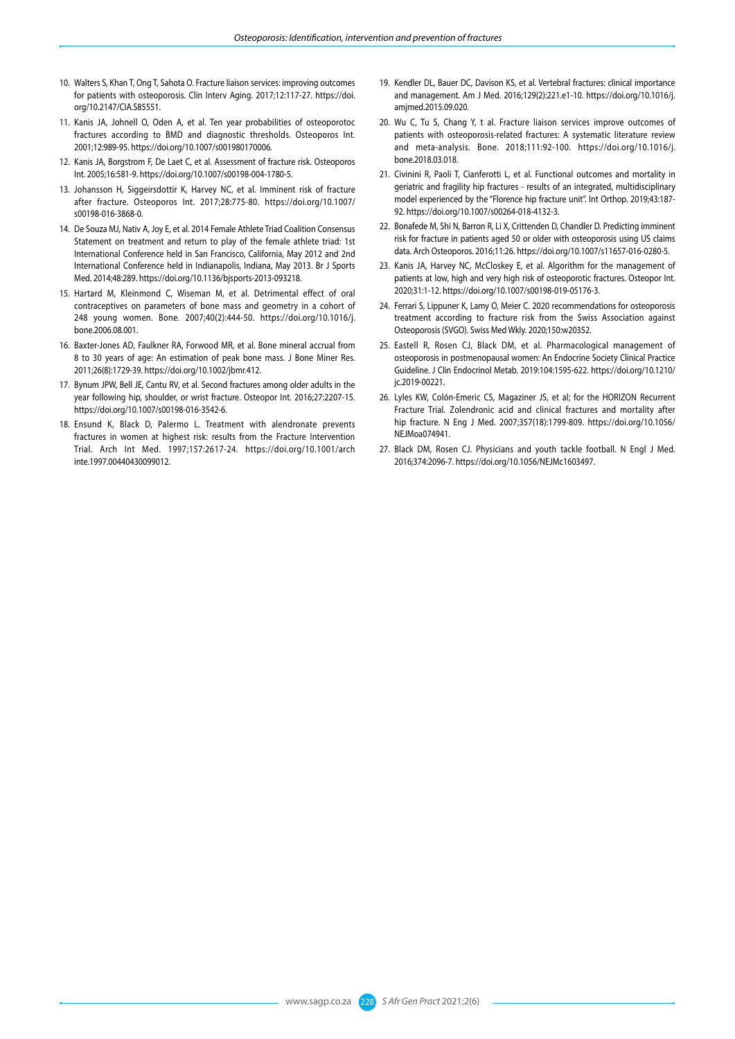10. Walters S, Khan T, Ong T, Sahota O. Fracture liaison services: improving outcomes for patients with osteoporosis. Clin Interv Aging. 2017;12:117-27. https://doi.org/10.2147/CIA.S85551.
11. Kanis JA, Johnell O, Oden A, et al. Ten year probabilities of osteoporotoc fractures according to BMD and diagnostic thresholds. Osteoporos Int. 2001;12:989-95. https://doi.org/10.1007/s001980170006.
12. Kanis JA, Borgstrom F, De Laet C, et al. Assessment of fracture risk. Osteoporos Int. 2005;16:581-9. https://doi.org/10.1007/s00198-004-1780-5.
13. Johansson H, Siggeirsdottir K, Harvey NC, et al. Imminent risk of fracture after fracture. Osteoporos Int. 2017;28:775-80. https://doi.org/10.1007/s00198-016-3868-0.
14. De Souza MJ, Nativ A, Joy E, et al. 2014 Female Athlete Triad Coalition Consensus Statement on treatment and return to play of the female athlete triad: 1st International Conference held in San Francisco, California, May 2012 and 2nd International Conference held in Indianapolis, Indiana, May 2013. Br J Sports Med. 2014;48:289. https://doi.org/10.1136/bjsports-2013-093218.
15. Hartard M, Kleinmond C, Wiseman M, et al. Detrimental effect of oral contraceptives on parameters of bone mass and geometry in a cohort of 248 young women. Bone. 2007;40(2):444-50. https://doi.org/10.1016/j.bone.2006.08.001.
16. Baxter-Jones AD, Faulkner RA, Forwood MR, et al. Bone mineral accrual from 8 to 30 years of age: An estimation of peak bone mass. J Bone Miner Res. 2011;26(8):1729-39. https://doi.org/10.1002/jbmr.412.
17. Bynum JPW, Bell JE, Cantu RV, et al. Second fractures among older adults in the year following hip, shoulder, or wrist fracture. Osteopor Int. 2016;27:2207-15. https://doi.org/10.1007/s00198-016-3542-6.
18. Ensund K, Black D, Palermo L. Treatment with alendronate prevents fractures in women at highest risk: results from the Fracture Intervention Trial. Arch Int Med. 1997;157:2617-24. https://doi.org/10.1001/archinte.1997.00440430099012.
19. Kendler DL, Bauer DC, Davison KS, et al. Vertebral fractures: clinical importance and management. Am J Med. 2016;129(2):221.e1-10. https://doi.org/10.1016/j.amjmed.2015.09.020.
20. Wu C, Tu S, Chang Y, t al. Fracture liaison services improve outcomes of patients with osteoporosis-related fractures: A systematic literature review and meta-analysis. Bone. 2018;111:92-100. https://doi.org/10.1016/j.bone.2018.03.018.
21. Civinini R, Paoli T, Cianferotti L, et al. Functional outcomes and mortality in geriatric and fragility hip fractures - results of an integrated, multidisciplinary model experienced by the "Florence hip fracture unit". Int Orthop. 2019;43:187-92. https://doi.org/10.1007/s00264-018-4132-3.
22. Bonafede M, Shi N, Barron R, Li X, Crittenden D, Chandler D. Predicting imminent risk for fracture in patients aged 50 or older with osteoporosis using US claims data. Arch Osteoporos. 2016;11:26. https://doi.org/10.1007/s11657-016-0280-5.
23. Kanis JA, Harvey NC, McCloskey E, et al. Algorithm for the management of patients at low, high and very high risk of osteoporotic fractures. Osteopor Int. 2020;31:1-12. https://doi.org/10.1007/s00198-019-05176-3.
24. Ferrari S, Lippuner K, Lamy O, Meier C. 2020 recommendations for osteoporosis treatment according to fracture risk from the Swiss Association against Osteoporosis (SVGO). Swiss Med Wkly. 2020;150:w20352.
25. Eastell R, Rosen CJ, Black DM, et al. Pharmacological management of osteoporosis in postmenopausal women: An Endocrine Society Clinical Practice Guideline. J Clin Endocrinol Metab. 2019:104:1595-622. https://doi.org/10.1210/jc.2019-00221.
26. Lyles KW, Colón-Emeric CS, Magaziner JS, et al; for the HORIZON Recurrent Fracture Trial. Zolendronic acid and clinical fractures and mortality after hip fracture. N Eng J Med. 2007;357(18):1799-809. https://doi.org/10.1056/NEJMoa074941.
27. Black DM, Rosen CJ. Physicians and youth tackle football. N Engl J Med. 2016;374:2096-7. https://doi.org/10.1056/NEJMc1603497.